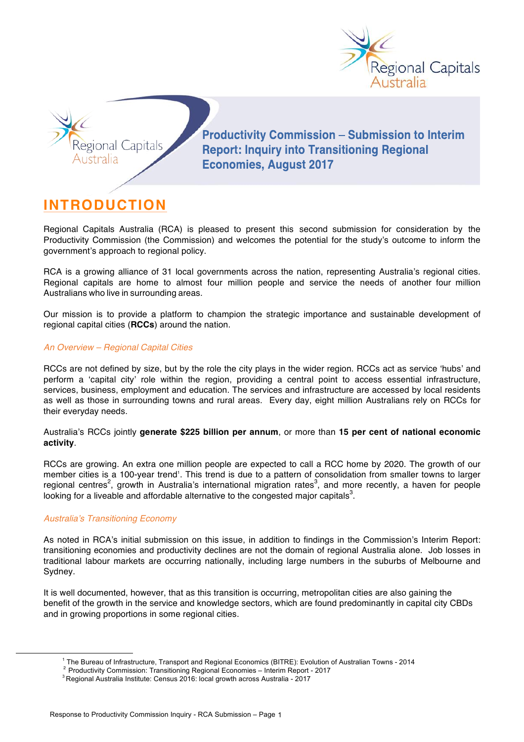Regional Capitals Australia

# Productivity Commission – Submission to Interim Report: Inquiry into Transitioning Regional Economies, August 2017

## INTRODUCTION

Regional Capitals Australia (RCA) is pleased to present this second submission for consideration by the Productivity Commission (the Commission) and welcomes the potential for the study's outcome to inform the government's approach to regional policy.

RCA is a growing alliance of 31 local governments across the nation, representing Australia's regional cities. Regional capitals are home to almost four million people and service the needs of another four million Australians who live in surrounding areas.

Our mission is to provide a platform to champion the strategic importance and sustainable development of regional capital cities (**RCCs**) around the nation.

### *An Overview – Regional Capital Cities*

RCCs are not defined by size, but by the role the city plays in the wider region. RCCs act as service 'hubs' and perform a 'capital city' role within the region, providing a central point to access essential infrastructure, services, business, employment and education. The services and infrastructure are accessed by local residents as well as those in surrounding towns and rural areas. Every day, eight million Australians rely on RCCs for their everyday needs.

Australia's RCCs jointly **generate $225 billion per annum**, or more than **15 per cent of national economic activity**.

RCCs are growing. An extra one million people are expected to call a RCC home by 2020. The growth of our member cities is a 100-year trend[1]. This trend is due to a pattern of consolidation from smaller towns to larger regional centres[2], growth in Australia's international migration rates[3], and more recently, a haven for people looking for a liveable and affordable alternative to the congested major capitals[3].

### *Australia's Transitioning Economy*

As noted in RCA's initial submission on this issue, in addition to findings in the Commission's Interim Report: transitioning economies and productivity declines are not the domain of regional Australia alone. Job losses in traditional labour markets are occurring nationally, including large numbers in the suburbs of Melbourne and Sydney.

It is well documented, however, that as this transition is occurring, metropolitan cities are also gaining the benefit of the growth in the service and knowledge sectors, which are found predominantly in capital city CBDs and in growing proportions in some regional cities.

---

[1] The Bureau of Infrastructure, Transport and Regional Economics (BITRE): Evolution of Australian Towns - 2014

[2] Productivity Commission: Transitioning Regional Economies – Interim Report - 2017

[3] Regional Australia Institute: Census 2016: local growth across Australia - 2017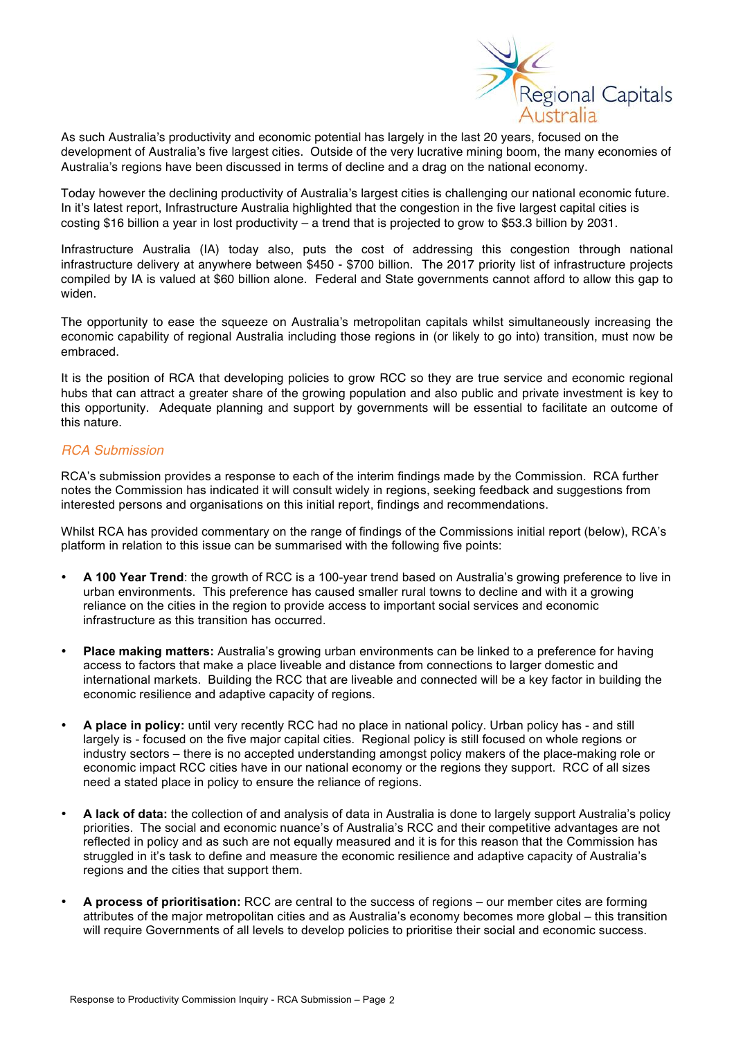As such Australia's productivity and economic potential has largely in the last 20 years, focused on the development of Australia's five largest cities. Outside of the very lucrative mining boom, the many economies of Australia's regions have been discussed in terms of decline and a drag on the national economy.

Today however the declining productivity of Australia's largest cities is challenging our national economic future. In it's latest report, Infrastructure Australia highlighted that the congestion in the five largest capital cities is costing $16 billion a year in lost productivity – a trend that is projected to grow to $53.3 billion by 2031.

Infrastructure Australia (IA) today also, puts the cost of addressing this congestion through national infrastructure delivery at anywhere between $450 - $700 billion. The 2017 priority list of infrastructure projects compiled by IA is valued at $60 billion alone. Federal and State governments cannot afford to allow this gap to widen.

The opportunity to ease the squeeze on Australia's metropolitan capitals whilst simultaneously increasing the economic capability of regional Australia including those regions in (or likely to go into) transition, must now be embraced.

It is the position of RCA that developing policies to grow RCC so they are true service and economic regional hubs that can attract a greater share of the growing population and also public and private investment is key to this opportunity. Adequate planning and support by governments will be essential to facilitate an outcome of this nature.

## *RCA Submission*

RCA's submission provides a response to each of the interim findings made by the Commission. RCA further notes the Commission has indicated it will consult widely in regions, seeking feedback and suggestions from interested persons and organisations on this initial report, findings and recommendations.

Whilst RCA has provided commentary on the range of findings of the Commissions initial report (below), RCA's platform in relation to this issue can be summarised with the following five points:

- **A 100 Year Trend**: the growth of RCC is a 100-year trend based on Australia's growing preference to live in urban environments. This preference has caused smaller rural towns to decline and with it a growing reliance on the cities in the region to provide access to important social services and economic infrastructure as this transition has occurred.

- **Place making matters:** Australia's growing urban environments can be linked to a preference for having access to factors that make a place liveable and distance from connections to larger domestic and international markets. Building the RCC that are liveable and connected will be a key factor in building the economic resilience and adaptive capacity of regions.

- **A place in policy:** until very recently RCC had no place in national policy. Urban policy has - and still largely is - focused on the five major capital cities. Regional policy is still focused on whole regions or industry sectors – there is no accepted understanding amongst policy makers of the place-making role or economic impact RCC cities have in our national economy or the regions they support. RCC of all sizes need a stated place in policy to ensure the reliance of regions.

- **A lack of data:** the collection of and analysis of data in Australia is done to largely support Australia's policy priorities. The social and economic nuance's of Australia's RCC and their competitive advantages are not reflected in policy and as such are not equally measured and it is for this reason that the Commission has struggled in it's task to define and measure the economic resilience and adaptive capacity of Australia's regions and the cities that support them.

- **A process of prioritisation:** RCC are central to the success of regions – our member cites are forming attributes of the major metropolitan cities and as Australia's economy becomes more global – this transition will require Governments of all levels to develop policies to prioritise their social and economic success.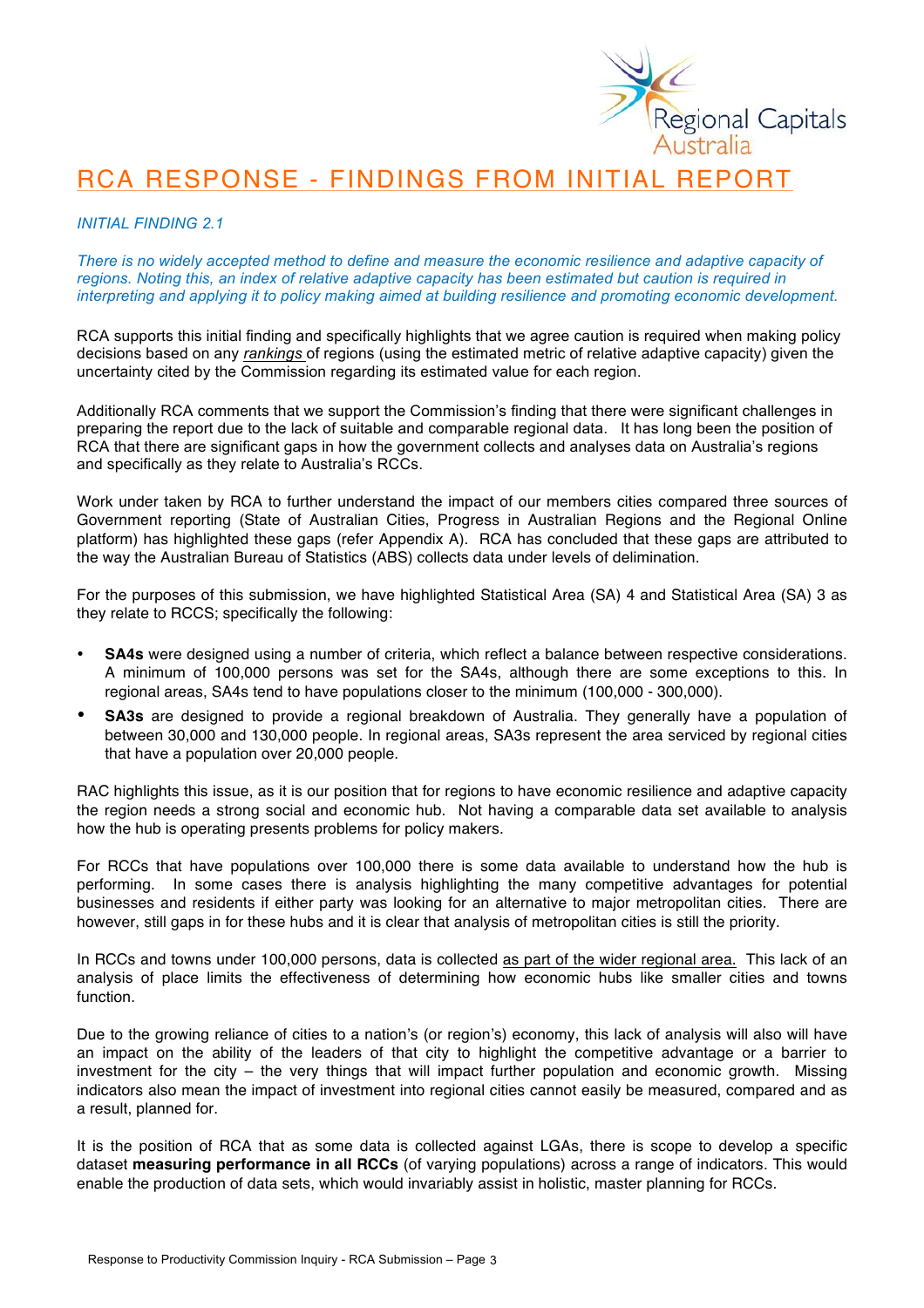# RCA RESPONSE - FINDINGS FROM INITIAL REPORT

*INITIAL FINDING 2.1*

*There is no widely accepted method to define and measure the economic resilience and adaptive capacity of regions. Noting this, an index of relative adaptive capacity has been estimated but caution is required in interpreting and applying it to policy making aimed at building resilience and promoting economic development.*

RCA supports this initial finding and specifically highlights that we agree caution is required when making policy decisions based on any rankings of regions (using the estimated metric of relative adaptive capacity) given the uncertainty cited by the Commission regarding its estimated value for each region.

Additionally RCA comments that we support the Commission's finding that there were significant challenges in preparing the report due to the lack of suitable and comparable regional data. It has long been the position of RCA that there are significant gaps in how the government collects and analyses data on Australia's regions and specifically as they relate to Australia's RCCs.

Work under taken by RCA to further understand the impact of our members cities compared three sources of Government reporting (State of Australian Cities, Progress in Australian Regions and the Regional Online platform) has highlighted these gaps (refer Appendix A). RCA has concluded that these gaps are attributed to the way the Australian Bureau of Statistics (ABS) collects data under levels of delimination.

For the purposes of this submission, we have highlighted Statistical Area (SA) 4 and Statistical Area (SA) 3 as they relate to RCCS; specifically the following:

- **SA4s** were designed using a number of criteria, which reflect a balance between respective considerations. A minimum of 100,000 persons was set for the SA4s, although there are some exceptions to this. In regional areas, SA4s tend to have populations closer to the minimum (100,000 - 300,000).
- **SA3s** are designed to provide a regional breakdown of Australia. They generally have a population of between 30,000 and 130,000 people. In regional areas, SA3s represent the area serviced by regional cities that have a population over 20,000 people.

RAC highlights this issue, as it is our position that for regions to have economic resilience and adaptive capacity the region needs a strong social and economic hub. Not having a comparable data set available to analysis how the hub is operating presents problems for policy makers.

For RCCs that have populations over 100,000 there is some data available to understand how the hub is performing. In some cases there is analysis highlighting the many competitive advantages for potential businesses and residents if either party was looking for an alternative to major metropolitan cities. There are however, still gaps in for these hubs and it is clear that analysis of metropolitan cities is still the priority.

In RCCs and towns under 100,000 persons, data is collected as part of the wider regional area. This lack of an analysis of place limits the effectiveness of determining how economic hubs like smaller cities and towns function.

Due to the growing reliance of cities to a nation's (or region's) economy, this lack of analysis will also will have an impact on the ability of the leaders of that city to highlight the competitive advantage or a barrier to investment for the city – the very things that will impact further population and economic growth. Missing indicators also mean the impact of investment into regional cities cannot easily be measured, compared and as a result, planned for.

It is the position of RCA that as some data is collected against LGAs, there is scope to develop a specific dataset **measuring performance in all RCCs** (of varying populations) across a range of indicators. This would enable the production of data sets, which would invariably assist in holistic, master planning for RCCs.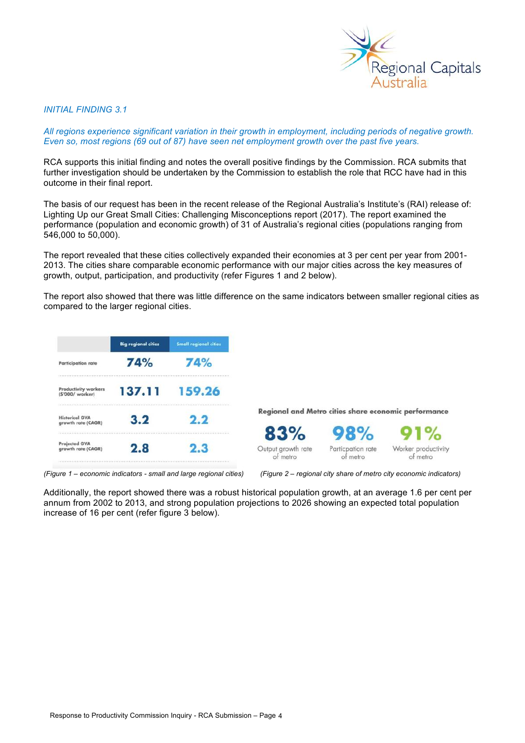*INITIAL FINDING 3.1*

*All regions experience significant variation in their growth in employment, including periods of negative growth. Even so, most regions (69 out of 87) have seen net employment growth over the past five years.*

RCA supports this initial finding and notes the overall positive findings by the Commission. RCA submits that further investigation should be undertaken by the Commission to establish the role that RCC have had in this outcome in their final report.

The basis of our request has been in the recent release of the Regional Australia's Institute's (RAI) release of: Lighting Up our Great Small Cities: Challenging Misconceptions report (2017). The report examined the performance (population and economic growth) of 31 of Australia's regional cities (populations ranging from 546,000 to 50,000).

The report revealed that these cities collectively expanded their economies at 3 per cent per year from 2001-2013. The cities share comparable economic performance with our major cities across the key measures of growth, output, participation, and productivity (refer Figures 1 and 2 below).

The report also showed that there was little difference on the same indicators between smaller regional cities as compared to the larger regional cities.

| | Big regional cities | Small regional cities |
|---|---|---|
| Participation rate | 74% | 74% |
| Productivity workers ($'000/ worker) | 137.11 | 159.26 |
| Historical GVA growth rate (CAGR) | 3.2 | 2.2 |
| Projected GVA growth rate (CAGR) | 2.8 | 2.3 |

*(Figure 1 – economic indicators - small and large regional cities)*

**Regional and Metro cities share economic performance**

| 83% | 98% | 91% |
|---|---|---|
| Output growth rate of metro | Particpation rate of metro | Worker productivity of metro |

*(Figure 2 – regional city share of metro city economic indicators)*

Additionally, the report showed there was a robust historical population growth, at an average 1.6 per cent per annum from 2002 to 2013, and strong population projections to 2026 showing an expected total population increase of 16 per cent (refer figure 3 below).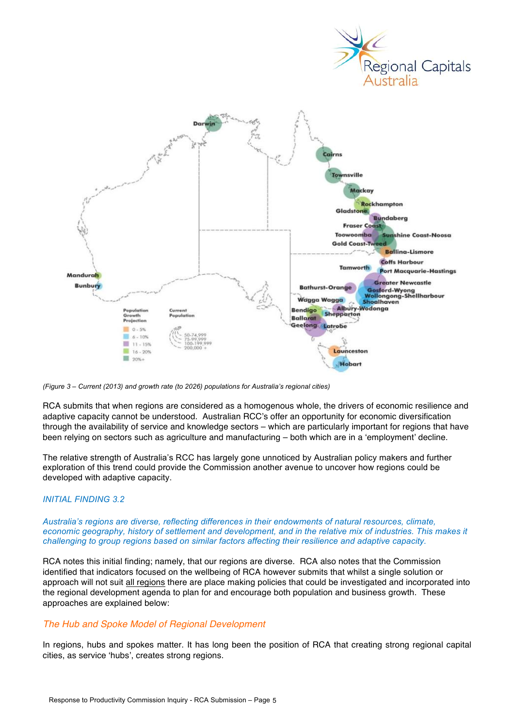(Figure 3 – Current (2013) and growth rate (to 2026) populations for Australia's regional cities)

RCA submits that when regions are considered as a homogenous whole, the drivers of economic resilience and adaptive capacity cannot be understood. Australian RCC's offer an opportunity for economic diversification through the availability of service and knowledge sectors – which are particularly important for regions that have been relying on sectors such as agriculture and manufacturing – both which are in a 'employment' decline.

The relative strength of Australia's RCC has largely gone unnoticed by Australian policy makers and further exploration of this trend could provide the Commission another avenue to uncover how regions could be developed with adaptive capacity.

*INITIAL FINDING 3.2*

*Australia's regions are diverse, reflecting differences in their endowments of natural resources, climate, economic geography, history of settlement and development, and in the relative mix of industries. This makes it challenging to group regions based on similar factors affecting their resilience and adaptive capacity.*

RCA notes this initial finding; namely, that our regions are diverse. RCA also notes that the Commission identified that indicators focused on the wellbeing of RCA however submits that whilst a single solution or approach will not suit all regions there are place making policies that could be investigated and incorporated into the regional development agenda to plan for and encourage both population and business growth. These approaches are explained below:

## *The Hub and Spoke Model of Regional Development*

In regions, hubs and spokes matter. It has long been the position of RCA that creating strong regional capital cities, as service 'hubs', creates strong regions.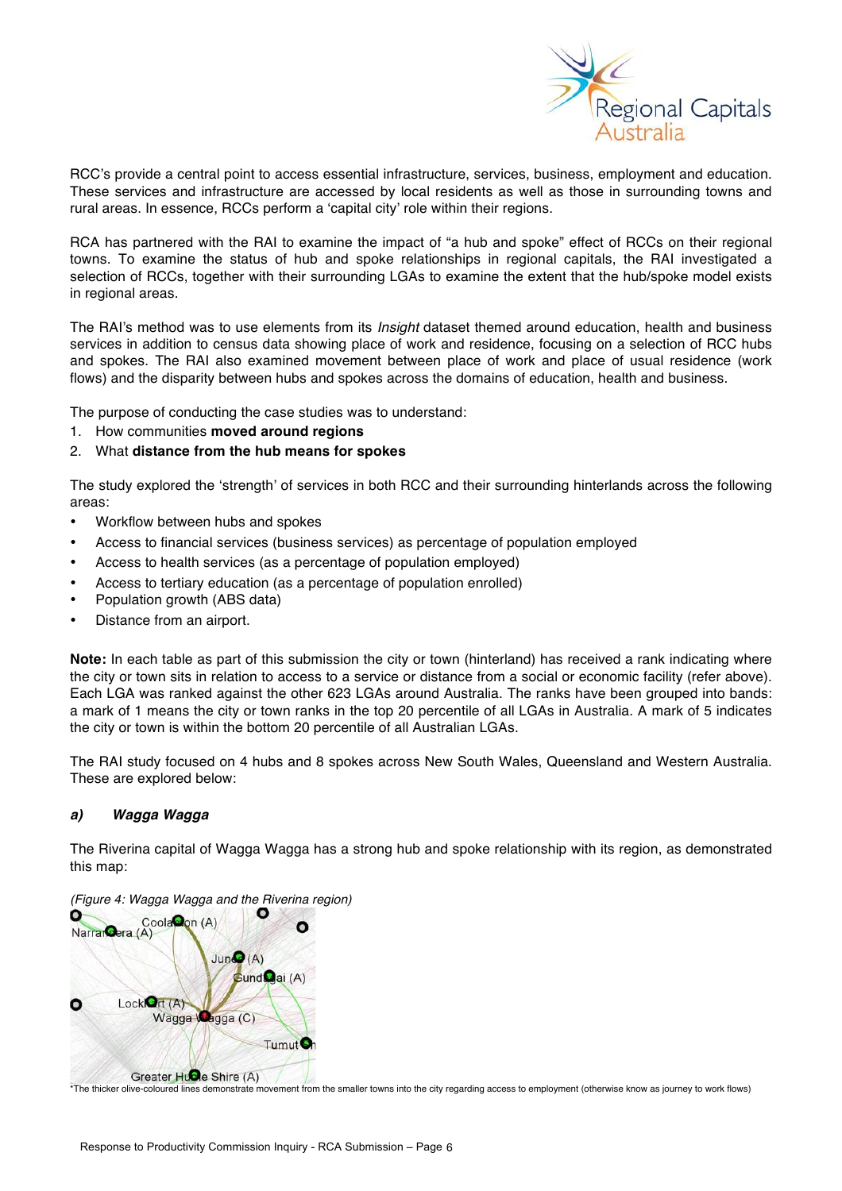RCC's provide a central point to access essential infrastructure, services, business, employment and education. These services and infrastructure are accessed by local residents as well as those in surrounding towns and rural areas. In essence, RCCs perform a 'capital city' role within their regions.

RCA has partnered with the RAI to examine the impact of "a hub and spoke" effect of RCCs on their regional towns. To examine the status of hub and spoke relationships in regional capitals, the RAI investigated a selection of RCCs, together with their surrounding LGAs to examine the extent that the hub/spoke model exists in regional areas.

The RAI's method was to use elements from its *Insight* dataset themed around education, health and business services in addition to census data showing place of work and residence, focusing on a selection of RCC hubs and spokes. The RAI also examined movement between place of work and place of usual residence (work flows) and the disparity between hubs and spokes across the domains of education, health and business.

The purpose of conducting the case studies was to understand:

1. How communities **moved around regions**
2. What **distance from the hub means for spokes**

The study explored the 'strength' of services in both RCC and their surrounding hinterlands across the following areas:

- Workflow between hubs and spokes
- Access to financial services (business services) as percentage of population employed
- Access to health services (as a percentage of population employed)
- Access to tertiary education (as a percentage of population enrolled)
- Population growth (ABS data)
- Distance from an airport.

**Note:** In each table as part of this submission the city or town (hinterland) has received a rank indicating where the city or town sits in relation to access to a service or distance from a social or economic facility (refer above). Each LGA was ranked against the other 623 LGAs around Australia. The ranks have been grouped into bands: a mark of 1 means the city or town ranks in the top 20 percentile of all LGAs in Australia. A mark of 5 indicates the city or town is within the bottom 20 percentile of all Australian LGAs.

The RAI study focused on 4 hubs and 8 spokes across New South Wales, Queensland and Western Australia. These are explored below:

### *a) Wagga Wagga*

The Riverina capital of Wagga Wagga has a strong hub and spoke relationship with its region, as demonstrated this map:

*(Figure 4: Wagga Wagga and the Riverina region)*

*The thicker olive-coloured lines demonstrate movement from the smaller towns into the city regarding access to employment (otherwise know as journey to work flows)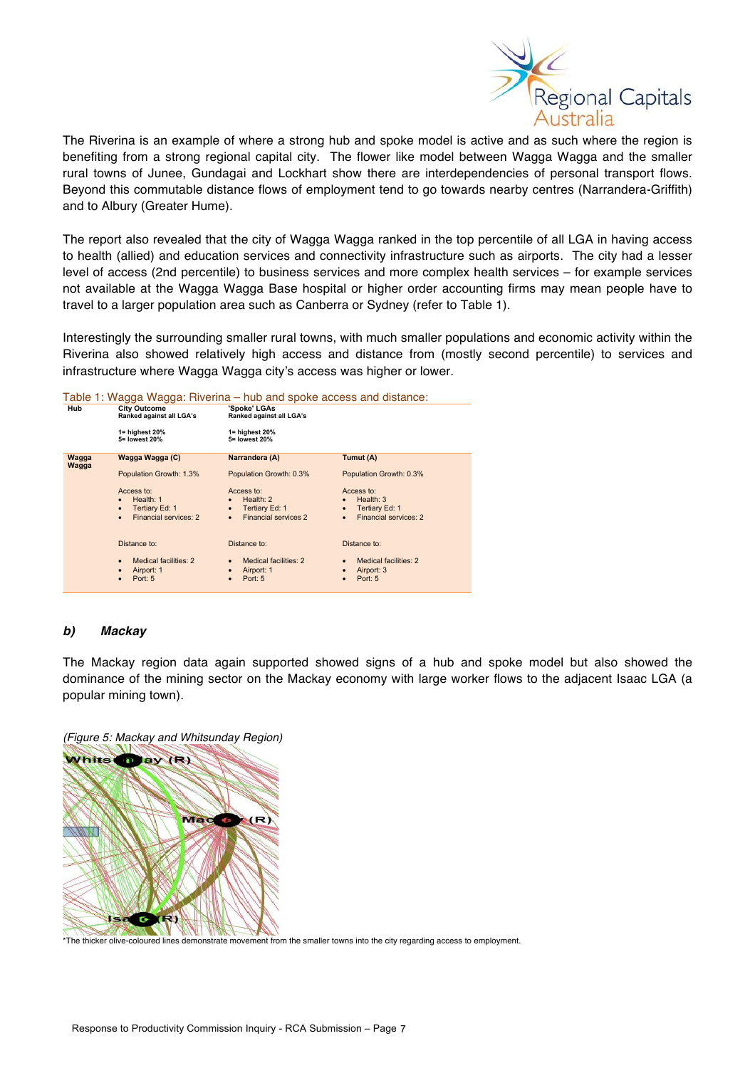The Riverina is an example of where a strong hub and spoke model is active and as such where the region is benefiting from a strong regional capital city. The flower like model between Wagga Wagga and the smaller rural towns of Junee, Gundagai and Lockhart show there are interdependencies of personal transport flows. Beyond this commutable distance flows of employment tend to go towards nearby centres (Narrandera-Griffith) and to Albury (Greater Hume).

The report also revealed that the city of Wagga Wagga ranked in the top percentile of all LGA in having access to health (allied) and education services and connectivity infrastructure such as airports. The city had a lesser level of access (2nd percentile) to business services and more complex health services – for example services not available at the Wagga Wagga Base hospital or higher order accounting firms may mean people have to travel to a larger population area such as Canberra or Sydney (refer to Table 1).

Interestingly the surrounding smaller rural towns, with much smaller populations and economic activity within the Riverina also showed relatively high access and distance from (mostly second percentile) to services and infrastructure where Wagga Wagga city's access was higher or lower.

Table 1: Wagga Wagga: Riverina – hub and spoke access and distance:

| Hub | City Outcome<br>Ranked against all LGA's<br><br>1= highest 20%<br>5= lowest 20% | 'Spoke' LGAs<br>Ranked against all LGA's<br><br>1= highest 20%<br>5= lowest 20% | |
|---|---|---|---|
| Wagga Wagga | Wagga Wagga (C)<br><br>Population Growth: 1.3%<br><br>Access to:<br>• Health: 1<br>• Tertiary Ed: 1<br>• Financial services: 2<br><br>Distance to:<br>• Medical facilities: 2<br>• Airport: 1<br>• Port: 5 | Narrandera (A)<br><br>Population Growth: 0.3%<br><br>Access to:<br>• Health: 2<br>• Tertiary Ed: 1<br>• Financial services 2<br><br>Distance to:<br>• Medical facilities: 2<br>• Airport: 1<br>• Port: 5 | Tumut (A)<br><br>Population Growth: 0.3%<br><br>Access to:<br>• Health: 3<br>• Tertiary Ed: 1<br>• Financial services: 2<br><br>Distance to:<br>• Medical facilities: 2<br>• Airport: 3<br>• Port: 5 |

### *b) Mackay*

The Mackay region data again supported showed signs of a hub and spoke model but also showed the dominance of the mining sector on the Mackay economy with large worker flows to the adjacent Isaac LGA (a popular mining town).

*(Figure 5: Mackay and Whitsunday Region)*

*The thicker olive-coloured lines demonstrate movement from the smaller towns into the city regarding access to employment.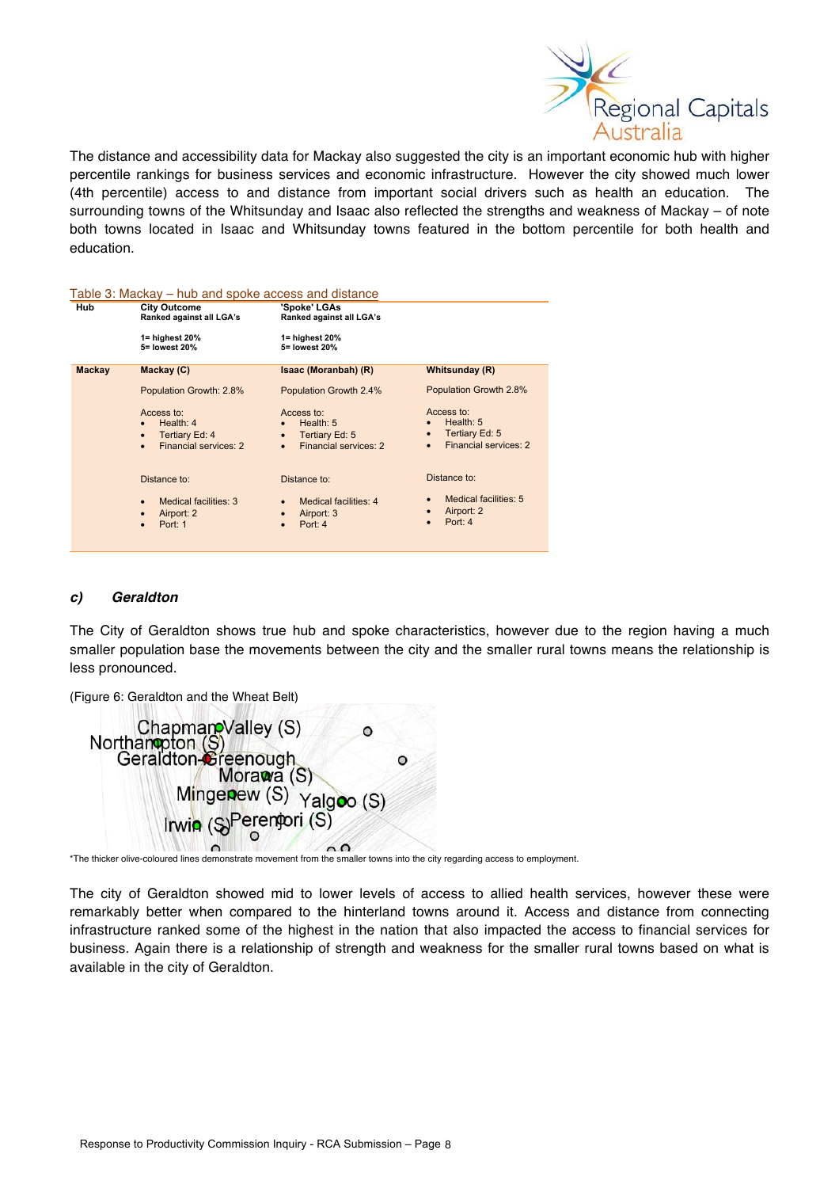The distance and accessibility data for Mackay also suggested the city is an important economic hub with higher percentile rankings for business services and economic infrastructure. However the city showed much lower (4th percentile) access to and distance from important social drivers such as health an education. The surrounding towns of the Whitsunday and Isaac also reflected the strengths and weakness of Mackay – of note both towns located in Isaac and Whitsunday towns featured in the bottom percentile for both health and education.

Table 3: Mackay – hub and spoke access and distance

| **Hub** | **City Outcome**<br>**Ranked against all LGA's**<br><br>**1= highest 20%**<br>**5= lowest 20%** | **'Spoke' LGAs**<br>**Ranked against all LGA's**<br><br>**1= highest 20%**<br>**5= lowest 20%** | |
|---|---|---|---|
| **Mackay** | **Mackay (C)** | **Isaac (Moranbah) (R)** | **Whitsunday (R)** |
| | Population Growth: 2.8% | Population Growth 2.4% | Population Growth 2.8% |
| | Access to:<br>• Health: 4<br>• Tertiary Ed: 4<br>• Financial services: 2 | Access to:<br>• Health: 5<br>• Tertiary Ed: 5<br>• Financial services: 2 | Access to:<br>• Health: 5<br>• Tertiary Ed: 5<br>• Financial services: 2 |
| | Distance to:<br>• Medical facilities: 3<br>• Airport: 2<br>• Port: 1 | Distance to:<br>• Medical facilities: 4<br>• Airport: 3<br>• Port: 4 | Distance to:<br>• Medical facilities: 5<br>• Airport: 2<br>• Port: 4 |

### *c) Geraldton*

The City of Geraldton shows true hub and spoke characteristics, however due to the region having a much smaller population base the movements between the city and the smaller rural towns means the relationship is less pronounced.

(Figure 6: Geraldton and the Wheat Belt)

*The thicker olive-coloured lines demonstrate movement from the smaller towns into the city regarding access to employment.

The city of Geraldton showed mid to lower levels of access to allied health services, however these were remarkably better when compared to the hinterland towns around it. Access and distance from connecting infrastructure ranked some of the highest in the nation that also impacted the access to financial services for business. Again there is a relationship of strength and weakness for the smaller rural towns based on what is available in the city of Geraldton.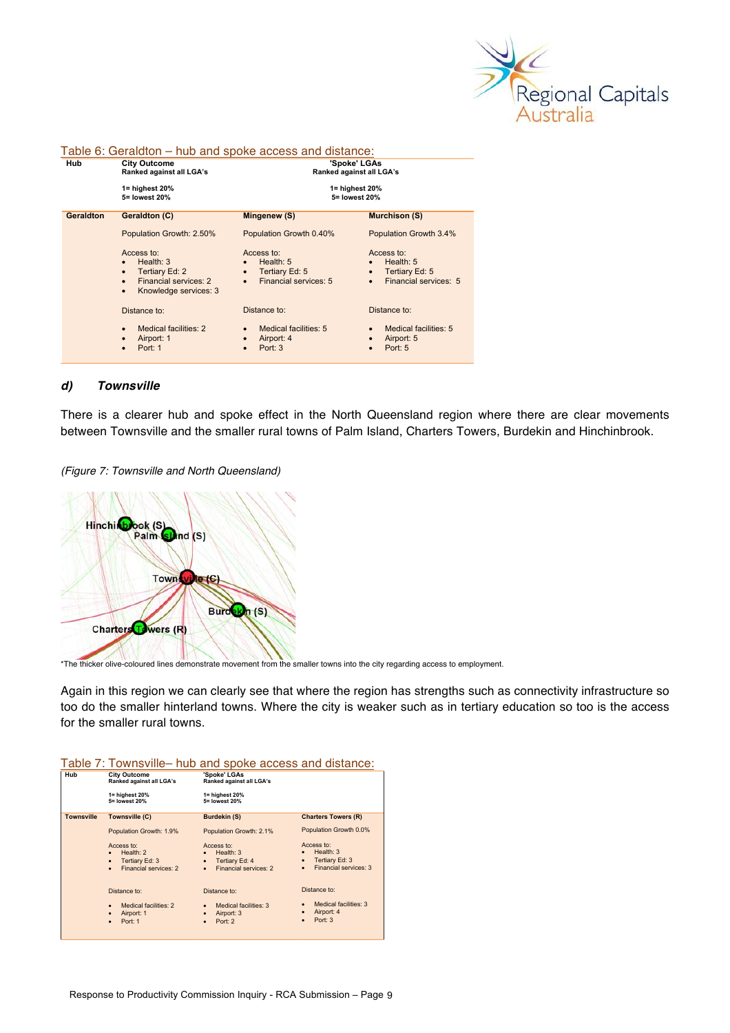Table 6: Geraldton – hub and spoke access and distance:

| Hub | City Outcome<br>Ranked against all LGA's<br><br>1= highest 20%<br>5= lowest 20% | 'Spoke' LGAs<br>Ranked against all LGA's<br><br>1= highest 20%<br>5= lowest 20% | |
|---|---|---|---|
| **Geraldton** | **Geraldton (C)** | **Mingenew (S)** | **Murchison (S)** |
| | Population Growth: 2.50% | Population Growth 0.40% | Population Growth 3.4% |
| | Access to:<br>• Health: 3<br>• Tertiary Ed: 2<br>• Financial services: 2<br>• Knowledge services: 3 | Access to:<br>• Health: 5<br>• Tertiary Ed: 5<br>• Financial services: 5 | Access to:<br>• Health: 5<br>• Tertiary Ed: 5<br>• Financial services: 5 |
| | Distance to:<br>• Medical facilities: 2<br>• Airport: 1<br>• Port: 1 | Distance to:<br>• Medical facilities: 5<br>• Airport: 4<br>• Port: 3 | Distance to:<br>• Medical facilities: 5<br>• Airport: 5<br>• Port: 5 |

### *d) Townsville*

There is a clearer hub and spoke effect in the North Queensland region where there are clear movements between Townsville and the smaller rural towns of Palm Island, Charters Towers, Burdekin and Hinchinbrook.

*(Figure 7: Townsville and North Queensland)*

*The thicker olive-coloured lines demonstrate movement from the smaller towns into the city regarding access to employment.

Again in this region we can clearly see that where the region has strengths such as connectivity infrastructure so too do the smaller hinterland towns. Where the city is weaker such as in tertiary education so too is the access for the smaller rural towns.

Table 7: Townsville– hub and spoke access and distance:

| Hub | City Outcome<br>Ranked against all LGA's<br><br>1= highest 20%<br>5= lowest 20% | 'Spoke' LGAs<br>Ranked against all LGA's<br><br>1= highest 20%<br>5= lowest 20% | |
|---|---|---|---|
| **Townsville** | **Townsville (C)** | **Burdekin (S)** | **Charters Towers (R)** |
| | Population Growth: 1.9% | Population Growth: 2.1% | Population Growth 0.0% |
| | Access to:<br>• Health: 2<br>• Tertiary Ed: 3<br>• Financial services: 2 | Access to:<br>• Health: 3<br>• Tertiary Ed: 4<br>• Financial services: 2 | Access to:<br>• Health: 3<br>• Tertiary Ed: 3<br>• Financial services: 3 |
| | Distance to:<br>• Medical facilities: 2<br>• Airport: 1<br>• Port: 1 | Distance to:<br>• Medical facilities: 3<br>• Airport: 3<br>• Port: 2 | Distance to:<br>• Medical facilities: 3<br>• Airport: 4<br>• Port: 3 |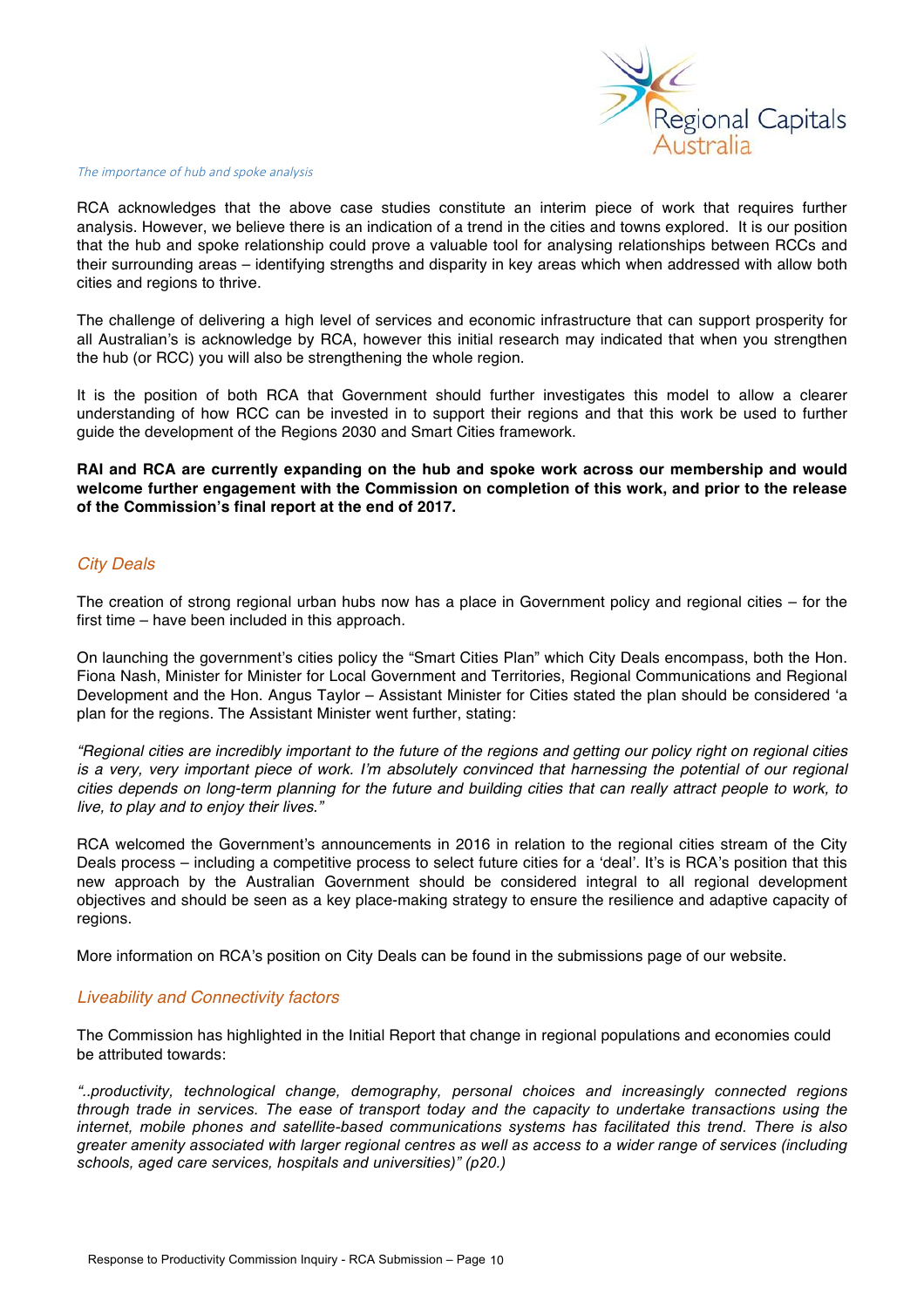*The importance of hub and spoke analysis*

RCA acknowledges that the above case studies constitute an interim piece of work that requires further analysis. However, we believe there is an indication of a trend in the cities and towns explored. It is our position that the hub and spoke relationship could prove a valuable tool for analysing relationships between RCCs and their surrounding areas – identifying strengths and disparity in key areas which when addressed with allow both cities and regions to thrive.

The challenge of delivering a high level of services and economic infrastructure that can support prosperity for all Australian's is acknowledge by RCA, however this initial research may indicated that when you strengthen the hub (or RCC) you will also be strengthening the whole region.

It is the position of both RCA that Government should further investigates this model to allow a clearer understanding of how RCC can be invested in to support their regions and that this work be used to further guide the development of the Regions 2030 and Smart Cities framework.

**RAI and RCA are currently expanding on the hub and spoke work across our membership and would welcome further engagement with the Commission on completion of this work, and prior to the release of the Commission's final report at the end of 2017.**

## *City Deals*

The creation of strong regional urban hubs now has a place in Government policy and regional cities – for the first time – have been included in this approach.

On launching the government's cities policy the "Smart Cities Plan" which City Deals encompass, both the Hon. Fiona Nash, Minister for Minister for Local Government and Territories, Regional Communications and Regional Development and the Hon. Angus Taylor – Assistant Minister for Cities stated the plan should be considered 'a plan for the regions. The Assistant Minister went further, stating:

*"Regional cities are incredibly important to the future of the regions and getting our policy right on regional cities is a very, very important piece of work. I'm absolutely convinced that harnessing the potential of our regional cities depends on long-term planning for the future and building cities that can really attract people to work, to live, to play and to enjoy their lives."*

RCA welcomed the Government's announcements in 2016 in relation to the regional cities stream of the City Deals process – including a competitive process to select future cities for a 'deal'. It's is RCA's position that this new approach by the Australian Government should be considered integral to all regional development objectives and should be seen as a key place-making strategy to ensure the resilience and adaptive capacity of regions.

More information on RCA's position on City Deals can be found in the submissions page of our website.

## *Liveability and Connectivity factors*

The Commission has highlighted in the Initial Report that change in regional populations and economies could be attributed towards:

*"..productivity, technological change, demography, personal choices and increasingly connected regions through trade in services. The ease of transport today and the capacity to undertake transactions using the internet, mobile phones and satellite-based communications systems has facilitated this trend. There is also greater amenity associated with larger regional centres as well as access to a wider range of services (including schools, aged care services, hospitals and universities)" (p20.)*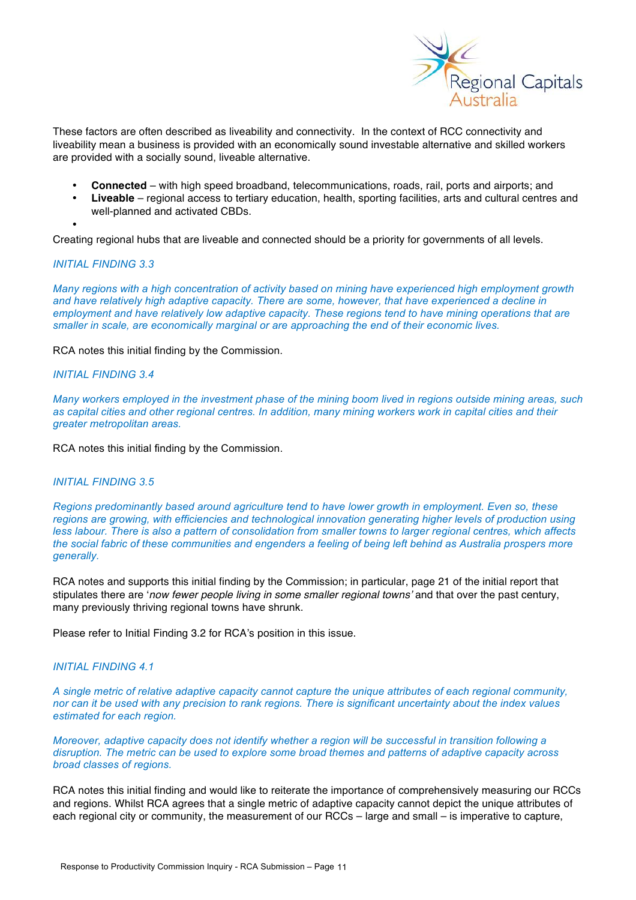These factors are often described as liveability and connectivity. In the context of RCC connectivity and liveability mean a business is provided with an economically sound investable alternative and skilled workers are provided with a socially sound, liveable alternative.

- **Connected** – with high speed broadband, telecommunications, roads, rail, ports and airports; and
- **Liveable** – regional access to tertiary education, health, sporting facilities, arts and cultural centres and well-planned and activated CBDs.

Creating regional hubs that are liveable and connected should be a priority for governments of all levels.

*INITIAL FINDING 3.3*

*Many regions with a high concentration of activity based on mining have experienced high employment growth and have relatively high adaptive capacity. There are some, however, that have experienced a decline in employment and have relatively low adaptive capacity. These regions tend to have mining operations that are smaller in scale, are economically marginal or are approaching the end of their economic lives.*

RCA notes this initial finding by the Commission.

*INITIAL FINDING 3.4*

*Many workers employed in the investment phase of the mining boom lived in regions outside mining areas, such as capital cities and other regional centres. In addition, many mining workers work in capital cities and their greater metropolitan areas.*

RCA notes this initial finding by the Commission.

*INITIAL FINDING 3.5*

*Regions predominantly based around agriculture tend to have lower growth in employment. Even so, these regions are growing, with efficiencies and technological innovation generating higher levels of production using less labour. There is also a pattern of consolidation from smaller towns to larger regional centres, which affects the social fabric of these communities and engenders a feeling of being left behind as Australia prospers more generally.*

RCA notes and supports this initial finding by the Commission; in particular, page 21 of the initial report that stipulates there are '*now fewer people living in some smaller regional towns'* and that over the past century, many previously thriving regional towns have shrunk.

Please refer to Initial Finding 3.2 for RCA's position in this issue.

*INITIAL FINDING 4.1*

*A single metric of relative adaptive capacity cannot capture the unique attributes of each regional community, nor can it be used with any precision to rank regions. There is significant uncertainty about the index values estimated for each region.*

*Moreover, adaptive capacity does not identify whether a region will be successful in transition following a disruption. The metric can be used to explore some broad themes and patterns of adaptive capacity across broad classes of regions.*

RCA notes this initial finding and would like to reiterate the importance of comprehensively measuring our RCCs and regions. Whilst RCA agrees that a single metric of adaptive capacity cannot depict the unique attributes of each regional city or community, the measurement of our RCCs – large and small – is imperative to capture,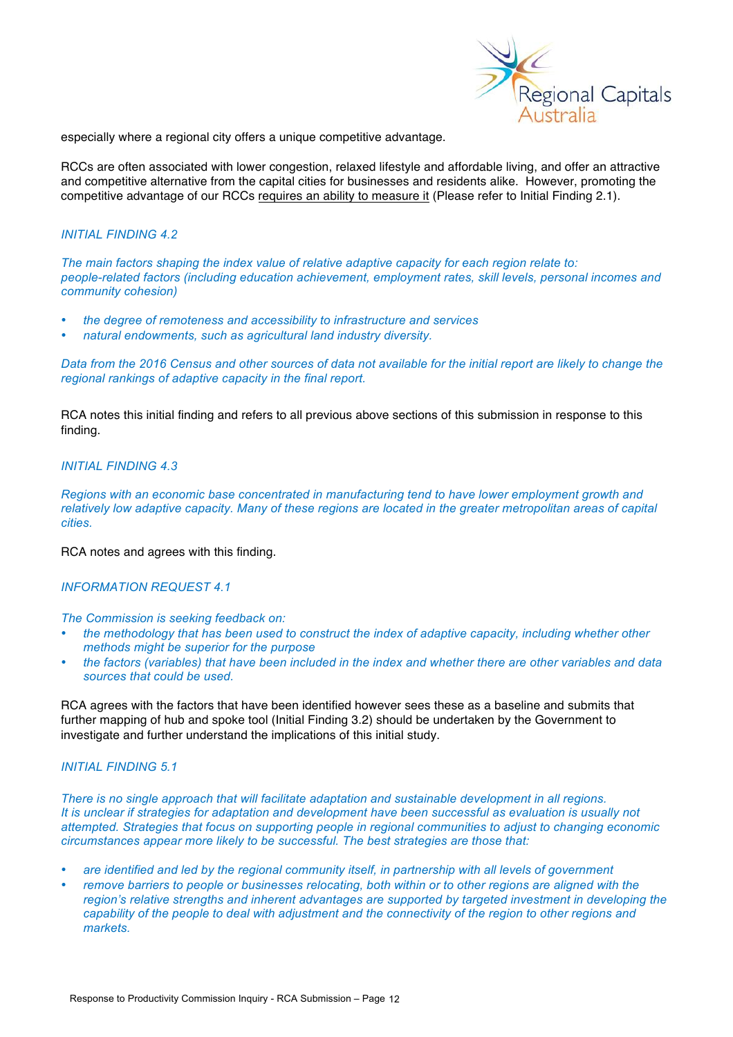especially where a regional city offers a unique competitive advantage.

RCCs are often associated with lower congestion, relaxed lifestyle and affordable living, and offer an attractive and competitive alternative from the capital cities for businesses and residents alike. However, promoting the competitive advantage of our RCCs requires an ability to measure it (Please refer to Initial Finding 2.1).

*INITIAL FINDING 4.2*

*The main factors shaping the index value of relative adaptive capacity for each region relate to: people-related factors (including education achievement, employment rates, skill levels, personal incomes and community cohesion)*

- *the degree of remoteness and accessibility to infrastructure and services*
- *natural endowments, such as agricultural land industry diversity.*

*Data from the 2016 Census and other sources of data not available for the initial report are likely to change the regional rankings of adaptive capacity in the final report.*

RCA notes this initial finding and refers to all previous above sections of this submission in response to this finding.

*INITIAL FINDING 4.3*

*Regions with an economic base concentrated in manufacturing tend to have lower employment growth and relatively low adaptive capacity. Many of these regions are located in the greater metropolitan areas of capital cities.*

RCA notes and agrees with this finding.

*INFORMATION REQUEST 4.1*

*The Commission is seeking feedback on:*

- *the methodology that has been used to construct the index of adaptive capacity, including whether other methods might be superior for the purpose*
- *the factors (variables) that have been included in the index and whether there are other variables and data sources that could be used.*

RCA agrees with the factors that have been identified however sees these as a baseline and submits that further mapping of hub and spoke tool (Initial Finding 3.2) should be undertaken by the Government to investigate and further understand the implications of this initial study.

*INITIAL FINDING 5.1*

*There is no single approach that will facilitate adaptation and sustainable development in all regions. It is unclear if strategies for adaptation and development have been successful as evaluation is usually not attempted. Strategies that focus on supporting people in regional communities to adjust to changing economic circumstances appear more likely to be successful. The best strategies are those that:*

- *are identified and led by the regional community itself, in partnership with all levels of government*
- *remove barriers to people or businesses relocating, both within or to other regions are aligned with the region's relative strengths and inherent advantages are supported by targeted investment in developing the capability of the people to deal with adjustment and the connectivity of the region to other regions and markets.*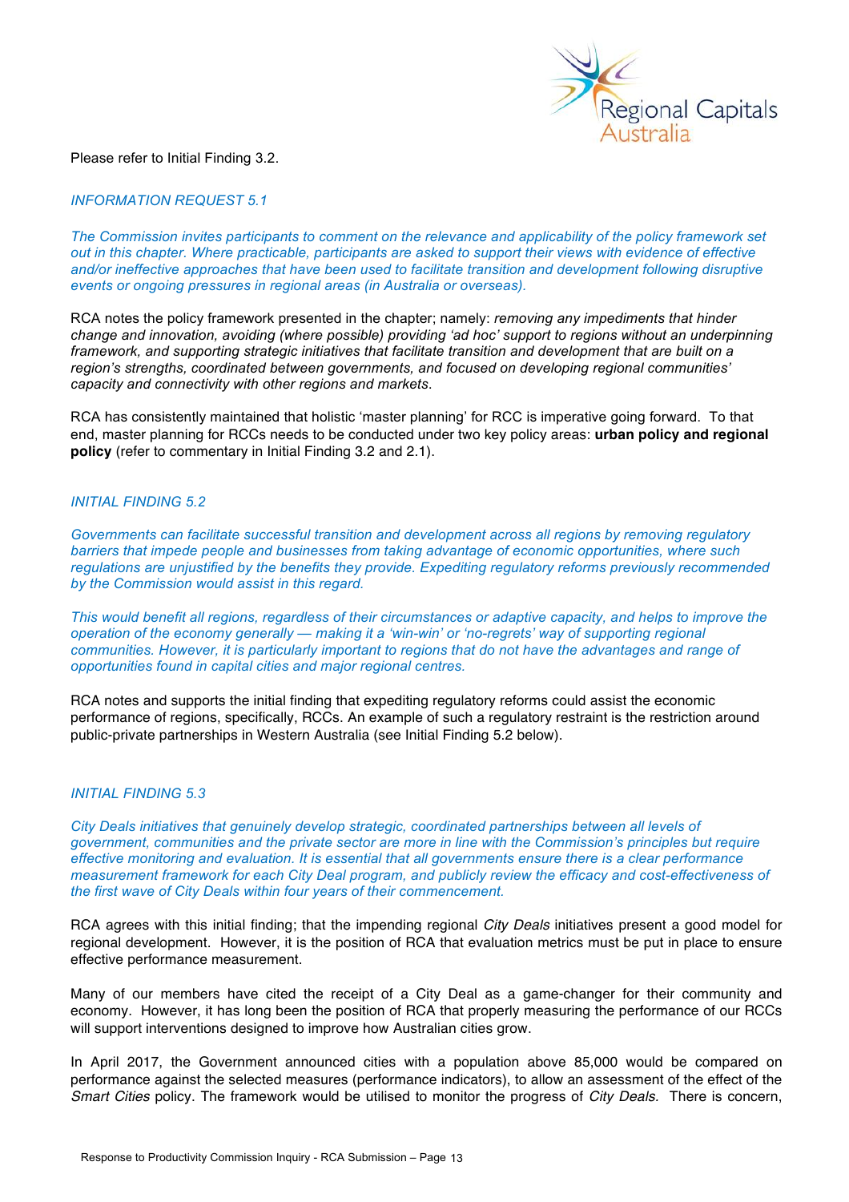Please refer to Initial Finding 3.2.

### *INFORMATION REQUEST 5.1*

*The Commission invites participants to comment on the relevance and applicability of the policy framework set out in this chapter. Where practicable, participants are asked to support their views with evidence of effective and/or ineffective approaches that have been used to facilitate transition and development following disruptive events or ongoing pressures in regional areas (in Australia or overseas).*

RCA notes the policy framework presented in the chapter; namely: *removing any impediments that hinder change and innovation, avoiding (where possible) providing 'ad hoc' support to regions without an underpinning framework, and supporting strategic initiatives that facilitate transition and development that are built on a region's strengths, coordinated between governments, and focused on developing regional communities' capacity and connectivity with other regions and markets*.

RCA has consistently maintained that holistic 'master planning' for RCC is imperative going forward. To that end, master planning for RCCs needs to be conducted under two key policy areas: **urban policy and regional policy** (refer to commentary in Initial Finding 3.2 and 2.1).

### *INITIAL FINDING 5.2*

*Governments can facilitate successful transition and development across all regions by removing regulatory barriers that impede people and businesses from taking advantage of economic opportunities, where such regulations are unjustified by the benefits they provide. Expediting regulatory reforms previously recommended by the Commission would assist in this regard.*

*This would benefit all regions, regardless of their circumstances or adaptive capacity, and helps to improve the operation of the economy generally — making it a 'win-win' or 'no-regrets' way of supporting regional communities. However, it is particularly important to regions that do not have the advantages and range of opportunities found in capital cities and major regional centres.*

RCA notes and supports the initial finding that expediting regulatory reforms could assist the economic performance of regions, specifically, RCCs. An example of such a regulatory restraint is the restriction around public-private partnerships in Western Australia (see Initial Finding 5.2 below).

### *INITIAL FINDING 5.3*

*City Deals initiatives that genuinely develop strategic, coordinated partnerships between all levels of government, communities and the private sector are more in line with the Commission's principles but require effective monitoring and evaluation. It is essential that all governments ensure there is a clear performance measurement framework for each City Deal program, and publicly review the efficacy and cost-effectiveness of the first wave of City Deals within four years of their commencement.*

RCA agrees with this initial finding; that the impending regional *City Deals* initiatives present a good model for regional development. However, it is the position of RCA that evaluation metrics must be put in place to ensure effective performance measurement.

Many of our members have cited the receipt of a City Deal as a game-changer for their community and economy. However, it has long been the position of RCA that properly measuring the performance of our RCCs will support interventions designed to improve how Australian cities grow.

In April 2017, the Government announced cities with a population above 85,000 would be compared on performance against the selected measures (performance indicators), to allow an assessment of the effect of the *Smart Cities* policy. The framework would be utilised to monitor the progress of *City Deals.* There is concern,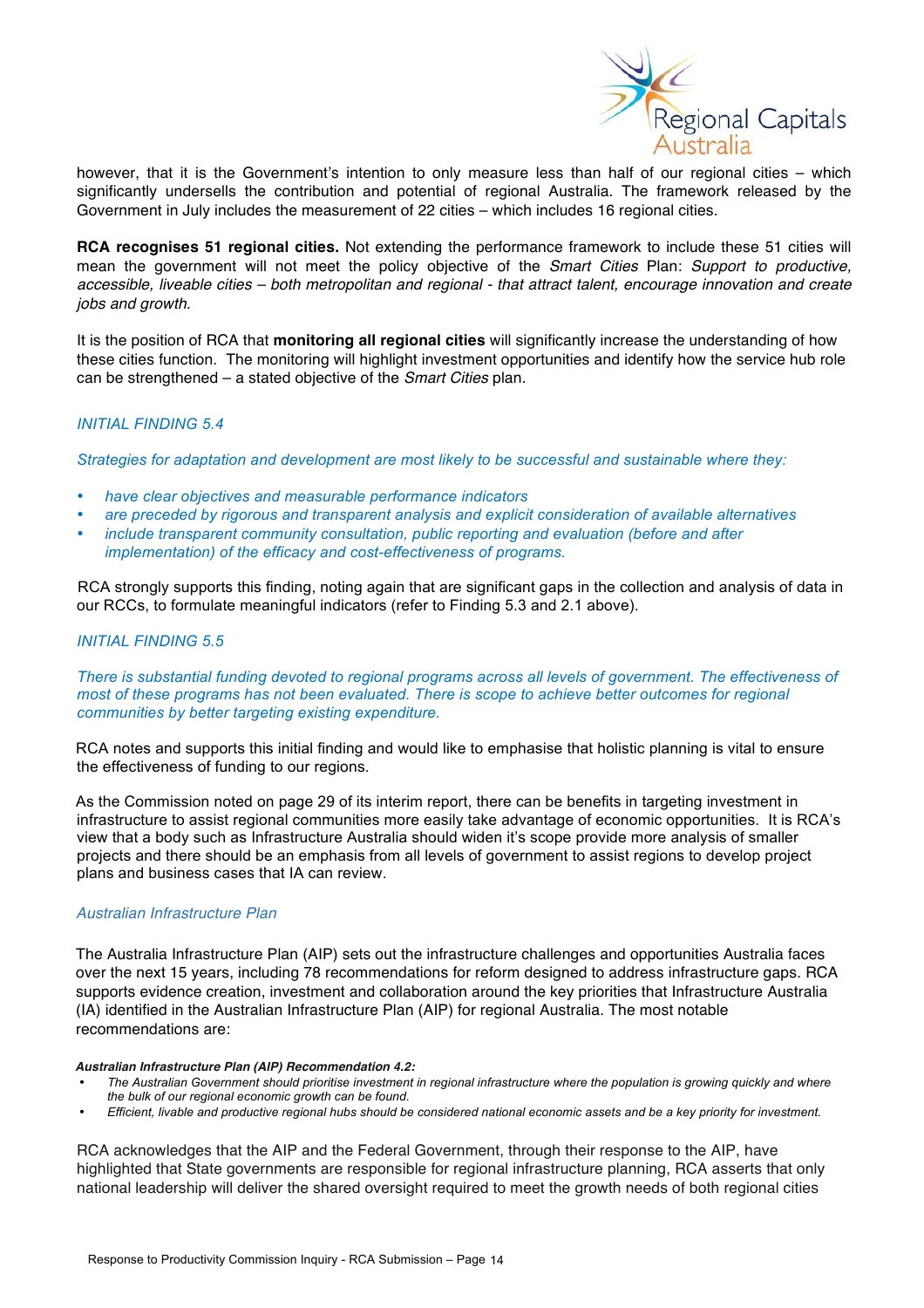however, that it is the Government's intention to only measure less than half of our regional cities – which significantly undersells the contribution and potential of regional Australia. The framework released by the Government in July includes the measurement of 22 cities – which includes 16 regional cities.

**RCA recognises 51 regional cities.** Not extending the performance framework to include these 51 cities will mean the government will not meet the policy objective of the *Smart Cities* Plan: *Support to productive, accessible, liveable cities – both metropolitan and regional - that attract talent, encourage innovation and create jobs and growth.*

It is the position of RCA that **monitoring all regional cities** will significantly increase the understanding of how these cities function. The monitoring will highlight investment opportunities and identify how the service hub role can be strengthened – a stated objective of the *Smart Cities* plan.

*INITIAL FINDING 5.4*

*Strategies for adaptation and development are most likely to be successful and sustainable where they:*

- *have clear objectives and measurable performance indicators*
- *are preceded by rigorous and transparent analysis and explicit consideration of available alternatives*
- *include transparent community consultation, public reporting and evaluation (before and after implementation) of the efficacy and cost-effectiveness of programs.*

RCA strongly supports this finding, noting again that are significant gaps in the collection and analysis of data in our RCCs, to formulate meaningful indicators (refer to Finding 5.3 and 2.1 above).

*INITIAL FINDING 5.5*

*There is substantial funding devoted to regional programs across all levels of government. The effectiveness of most of these programs has not been evaluated. There is scope to achieve better outcomes for regional communities by better targeting existing expenditure.*

RCA notes and supports this initial finding and would like to emphasise that holistic planning is vital to ensure the effectiveness of funding to our regions.

As the Commission noted on page 29 of its interim report, there can be benefits in targeting investment in infrastructure to assist regional communities more easily take advantage of economic opportunities. It is RCA's view that a body such as Infrastructure Australia should widen it's scope provide more analysis of smaller projects and there should be an emphasis from all levels of government to assist regions to develop project plans and business cases that IA can review.

*Australian Infrastructure Plan*

The Australia Infrastructure Plan (AIP) sets out the infrastructure challenges and opportunities Australia faces over the next 15 years, including 78 recommendations for reform designed to address infrastructure gaps. RCA supports evidence creation, investment and collaboration around the key priorities that Infrastructure Australia (IA) identified in the Australian Infrastructure Plan (AIP) for regional Australia. The most notable recommendations are:

***Australian Infrastructure Plan (AIP) Recommendation 4.2:***

- *The Australian Government should prioritise investment in regional infrastructure where the population is growing quickly and where the bulk of our regional economic growth can be found.*
- *Efficient, livable and productive regional hubs should be considered national economic assets and be a key priority for investment.*

RCA acknowledges that the AIP and the Federal Government, through their response to the AIP, have highlighted that State governments are responsible for regional infrastructure planning, RCA asserts that only national leadership will deliver the shared oversight required to meet the growth needs of both regional cities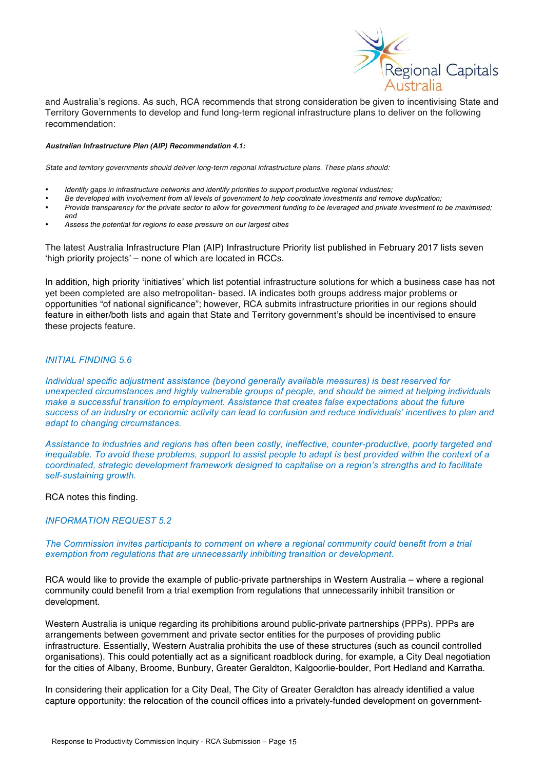and Australia's regions. As such, RCA recommends that strong consideration be given to incentivising State and Territory Governments to develop and fund long-term regional infrastructure plans to deliver on the following recommendation:

***Australian Infrastructure Plan (AIP) Recommendation 4.1:***

*State and territory governments should deliver long-term regional infrastructure plans. These plans should:*

- *Identify gaps in infrastructure networks and identify priorities to support productive regional industries;*
- *Be developed with involvement from all levels of government to help coordinate investments and remove duplication;*
- *Provide transparency for the private sector to allow for government funding to be leveraged and private investment to be maximised; and*
- *Assess the potential for regions to ease pressure on our largest cities*

The latest Australia Infrastructure Plan (AIP) Infrastructure Priority list published in February 2017 lists seven 'high priority projects' – none of which are located in RCCs.

In addition, high priority 'initiatives' which list potential infrastructure solutions for which a business case has not yet been completed are also metropolitan- based. IA indicates both groups address major problems or opportunities "of national significance"; however, RCA submits infrastructure priorities in our regions should feature in either/both lists and again that State and Territory government's should be incentivised to ensure these projects feature.

*INITIAL FINDING 5.6*

*Individual specific adjustment assistance (beyond generally available measures) is best reserved for unexpected circumstances and highly vulnerable groups of people, and should be aimed at helping individuals make a successful transition to employment. Assistance that creates false expectations about the future success of an industry or economic activity can lead to confusion and reduce individuals' incentives to plan and adapt to changing circumstances.*

*Assistance to industries and regions has often been costly, ineffective, counter-productive, poorly targeted and inequitable. To avoid these problems, support to assist people to adapt is best provided within the context of a coordinated, strategic development framework designed to capitalise on a region's strengths and to facilitate self-sustaining growth.*

RCA notes this finding.

*INFORMATION REQUEST 5.2*

*The Commission invites participants to comment on where a regional community could benefit from a trial exemption from regulations that are unnecessarily inhibiting transition or development.*

RCA would like to provide the example of public-private partnerships in Western Australia – where a regional community could benefit from a trial exemption from regulations that unnecessarily inhibit transition or development.

Western Australia is unique regarding its prohibitions around public-private partnerships (PPPs). PPPs are arrangements between government and private sector entities for the purposes of providing public infrastructure. Essentially, Western Australia prohibits the use of these structures (such as council controlled organisations). This could potentially act as a significant roadblock during, for example, a City Deal negotiation for the cities of Albany, Broome, Bunbury, Greater Geraldton, Kalgoorlie-boulder, Port Hedland and Karratha.

In considering their application for a City Deal, The City of Greater Geraldton has already identified a value capture opportunity: the relocation of the council offices into a privately-funded development on government-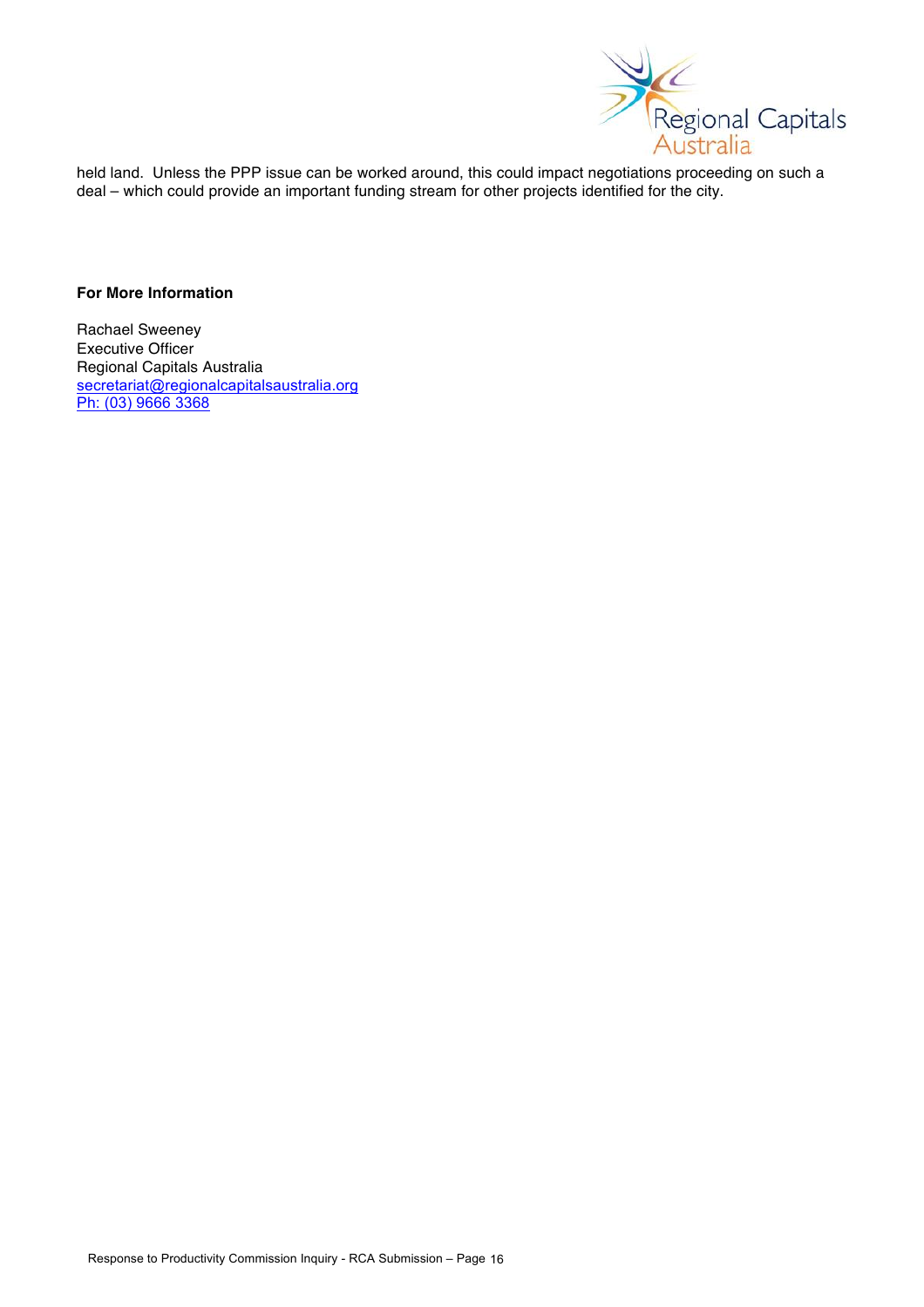held land. Unless the PPP issue can be worked around, this could impact negotiations proceeding on such a deal – which could provide an important funding stream for other projects identified for the city.

**For More Information**

Rachael Sweeney
Executive Officer
Regional Capitals Australia
secretariat@regionalcapitalsaustralia.org
Ph: (03) 9666 3368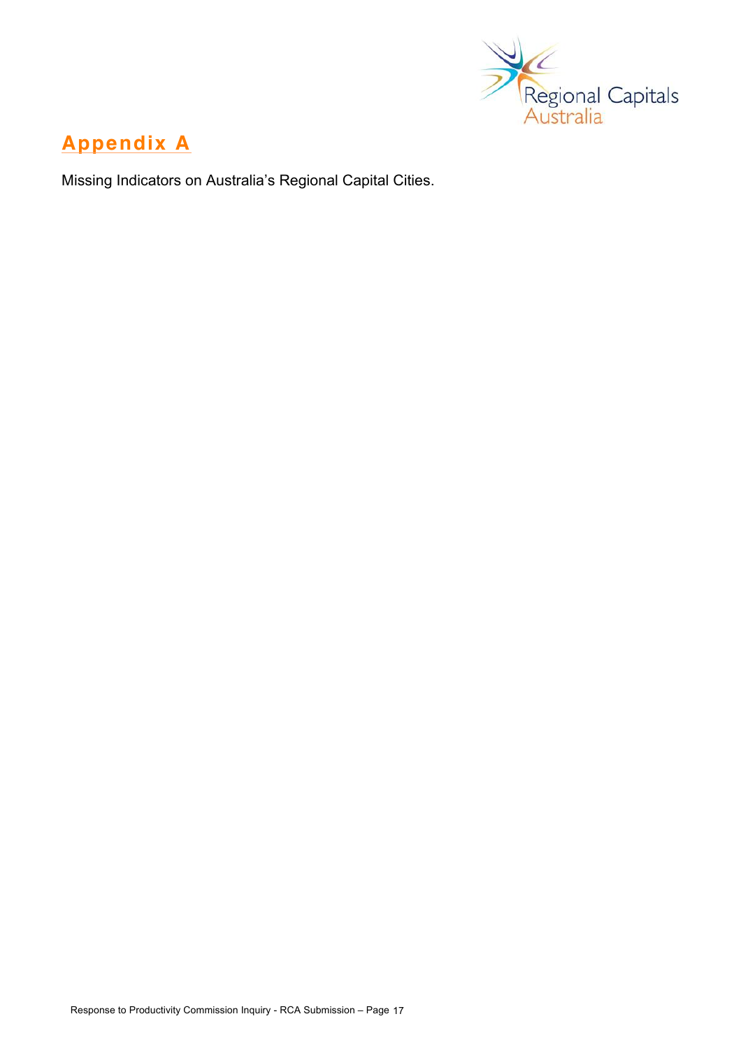# Appendix A

Missing Indicators on Australia's Regional Capital Cities.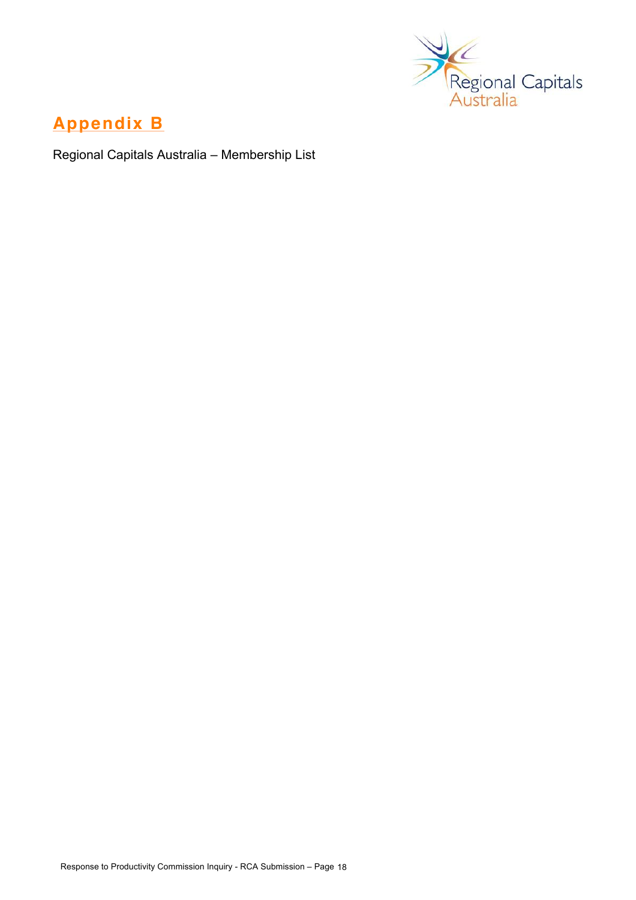## Appendix B

Regional Capitals Australia – Membership List